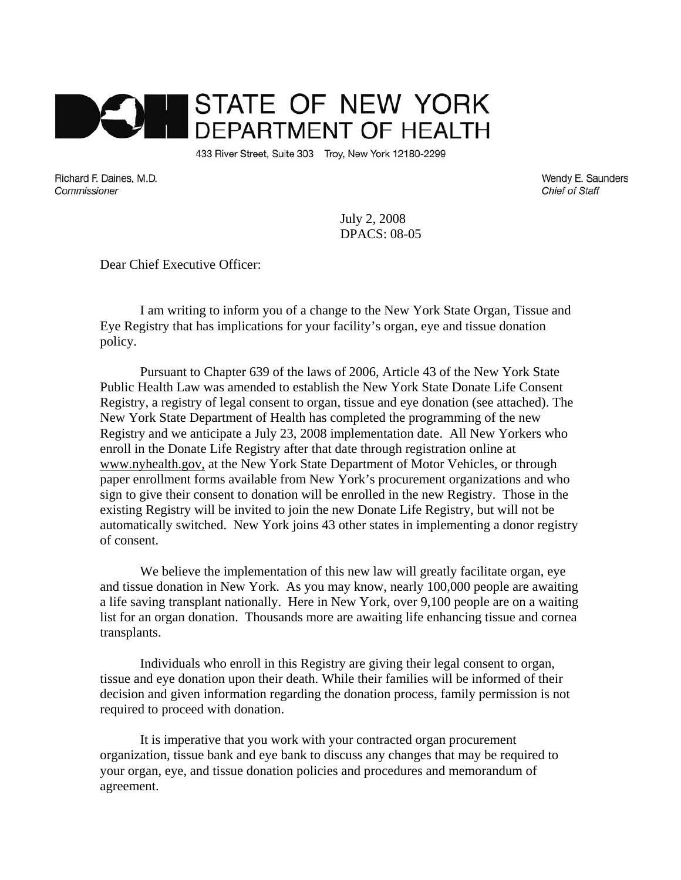# STATE OF NEW YORK DEPARTMENT OF HEALTH

433 River Street, Suite 303 Troy, New York 12180-2299

Richard F. Daines, M.D.
*Commissioner*

Wendy E. Saunders
*Chief of Staff*

July 2, 2008
DPACS: 08-05

Dear Chief Executive Officer:

I am writing to inform you of a change to the New York State Organ, Tissue and Eye Registry that has implications for your facility's organ, eye and tissue donation policy.

Pursuant to Chapter 639 of the laws of 2006, Article 43 of the New York State Public Health Law was amended to establish the New York State Donate Life Consent Registry, a registry of legal consent to organ, tissue and eye donation (see attached). The New York State Department of Health has completed the programming of the new Registry and we anticipate a July 23, 2008 implementation date. All New Yorkers who enroll in the Donate Life Registry after that date through registration online at www.nyhealth.gov, at the New York State Department of Motor Vehicles, or through paper enrollment forms available from New York's procurement organizations and who sign to give their consent to donation will be enrolled in the new Registry. Those in the existing Registry will be invited to join the new Donate Life Registry, but will not be automatically switched. New York joins 43 other states in implementing a donor registry of consent.

We believe the implementation of this new law will greatly facilitate organ, eye and tissue donation in New York. As you may know, nearly 100,000 people are awaiting a life saving transplant nationally. Here in New York, over 9,100 people are on a waiting list for an organ donation. Thousands more are awaiting life enhancing tissue and cornea transplants.

Individuals who enroll in this Registry are giving their legal consent to organ, tissue and eye donation upon their death. While their families will be informed of their decision and given information regarding the donation process, family permission is not required to proceed with donation.

It is imperative that you work with your contracted organ procurement organization, tissue bank and eye bank to discuss any changes that may be required to your organ, eye, and tissue donation policies and procedures and memorandum of agreement.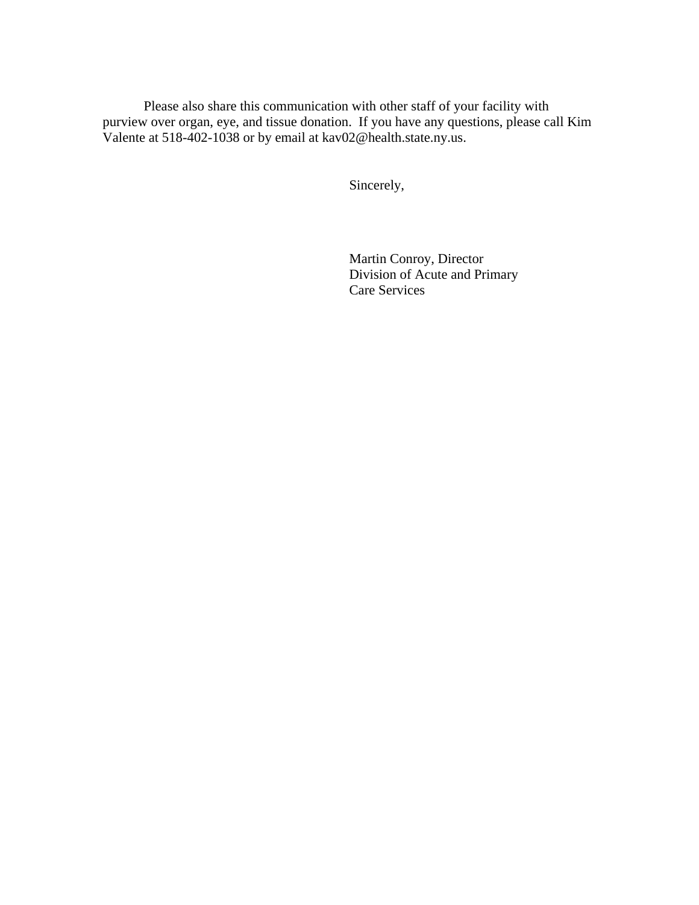Please also share this communication with other staff of your facility with purview over organ, eye, and tissue donation. If you have any questions, please call Kim Valente at 518-402-1038 or by email at kav02@health.state.ny.us.

Sincerely,

Martin Conroy, Director
Division of Acute and Primary
Care Services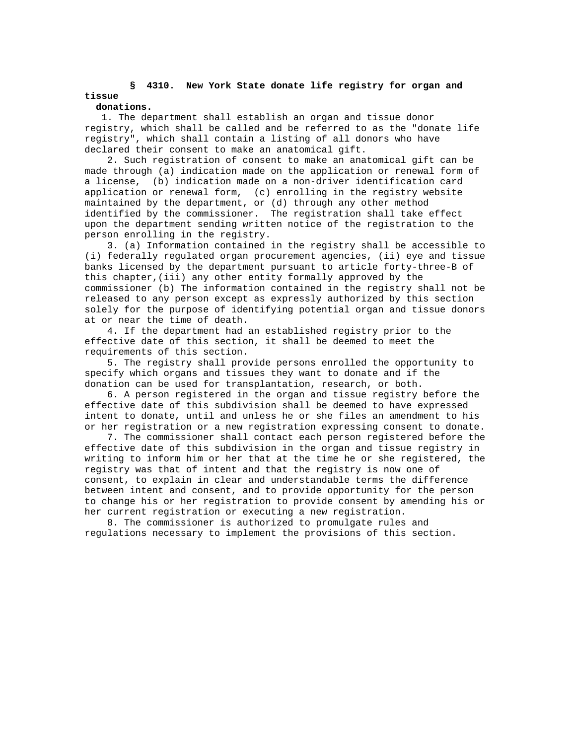**§ 4310. New York State donate life registry for organ and tissue donations.**

1. The department shall establish an organ and tissue donor registry, which shall be called and be referred to as the "donate life registry", which shall contain a listing of all donors who have declared their consent to make an anatomical gift.

2. Such registration of consent to make an anatomical gift can be made through (a) indication made on the application or renewal form of a license, (b) indication made on a non-driver identification card application or renewal form, (c) enrolling in the registry website maintained by the department, or (d) through any other method identified by the commissioner. The registration shall take effect upon the department sending written notice of the registration to the person enrolling in the registry.

3. (a) Information contained in the registry shall be accessible to (i) federally regulated organ procurement agencies, (ii) eye and tissue banks licensed by the department pursuant to article forty-three-B of this chapter,(iii) any other entity formally approved by the commissioner (b) The information contained in the registry shall not be released to any person except as expressly authorized by this section solely for the purpose of identifying potential organ and tissue donors at or near the time of death.

4. If the department had an established registry prior to the effective date of this section, it shall be deemed to meet the requirements of this section.

5. The registry shall provide persons enrolled the opportunity to specify which organs and tissues they want to donate and if the donation can be used for transplantation, research, or both.

6. A person registered in the organ and tissue registry before the effective date of this subdivision shall be deemed to have expressed intent to donate, until and unless he or she files an amendment to his or her registration or a new registration expressing consent to donate.

7. The commissioner shall contact each person registered before the effective date of this subdivision in the organ and tissue registry in writing to inform him or her that at the time he or she registered, the registry was that of intent and that the registry is now one of consent, to explain in clear and understandable terms the difference between intent and consent, and to provide opportunity for the person to change his or her registration to provide consent by amending his or her current registration or executing a new registration.

8. The commissioner is authorized to promulgate rules and regulations necessary to implement the provisions of this section.